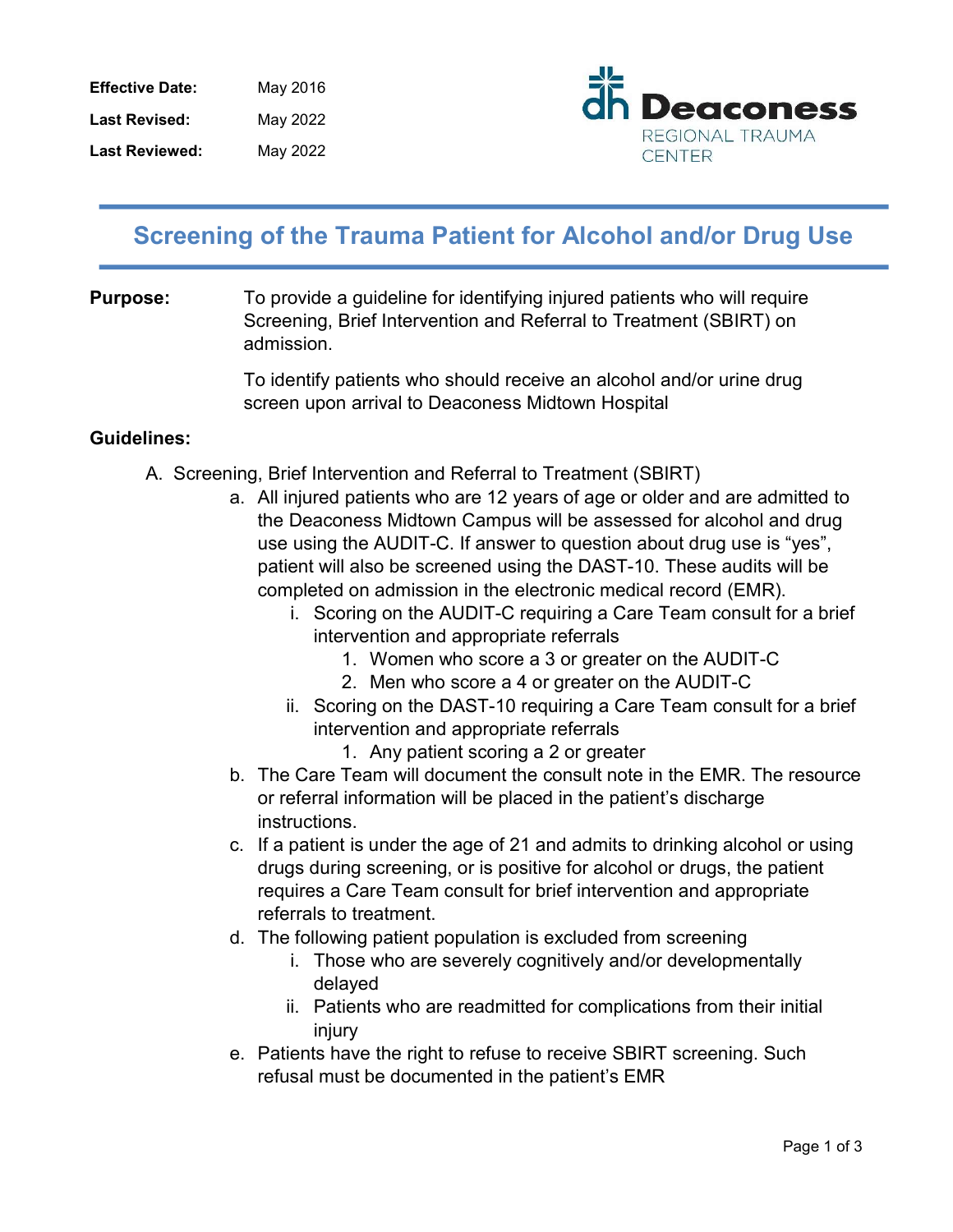**Effective Date:** May 2016

**Last Revised:** May 2022

**Last Reviewed:** May 2022

Deaconess REGIONAL TRAUMA CENTER

# Screening of the Trauma Patient for Alcohol and/or Drug Use

**Purpose:** To provide a guideline for identifying injured patients who will require Screening, Brief Intervention and Referral to Treatment (SBIRT) on admission.

To identify patients who should receive an alcohol and/or urine drug screen upon arrival to Deaconess Midtown Hospital

**Guidelines:**

A. Screening, Brief Intervention and Referral to Treatment (SBIRT)
   a. All injured patients who are 12 years of age or older and are admitted to the Deaconess Midtown Campus will be assessed for alcohol and drug use using the AUDIT-C. If answer to question about drug use is “yes”, patient will also be screened using the DAST-10. These audits will be completed on admission in the electronic medical record (EMR).
      i. Scoring on the AUDIT-C requiring a Care Team consult for a brief intervention and appropriate referrals
         1. Women who score a 3 or greater on the AUDIT-C
         2. Men who score a 4 or greater on the AUDIT-C
      ii. Scoring on the DAST-10 requiring a Care Team consult for a brief intervention and appropriate referrals
         1. Any patient scoring a 2 or greater
   b. The Care Team will document the consult note in the EMR. The resource or referral information will be placed in the patient’s discharge instructions.
   c. If a patient is under the age of 21 and admits to drinking alcohol or using drugs during screening, or is positive for alcohol or drugs, the patient requires a Care Team consult for brief intervention and appropriate referrals to treatment.
   d. The following patient population is excluded from screening
      i. Those who are severely cognitively and/or developmentally delayed
      ii. Patients who are readmitted for complications from their initial injury
   e. Patients have the right to refuse to receive SBIRT screening. Such refusal must be documented in the patient’s EMR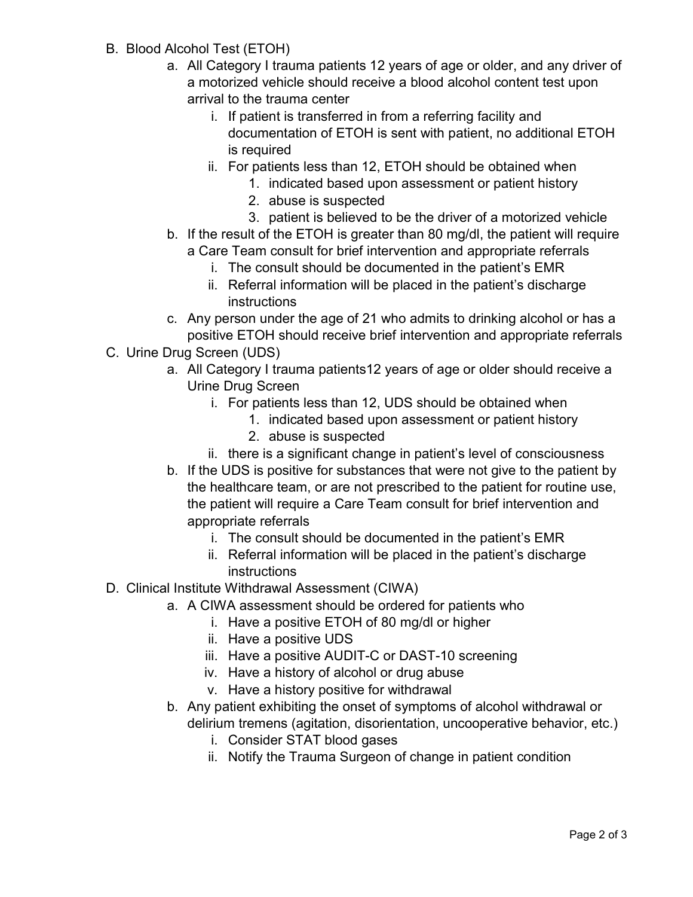B. Blood Alcohol Test (ETOH)
    a. All Category I trauma patients 12 years of age or older, and any driver of a motorized vehicle should receive a blood alcohol content test upon arrival to the trauma center
        i. If patient is transferred in from a referring facility and documentation of ETOH is sent with patient, no additional ETOH is required
        ii. For patients less than 12, ETOH should be obtained when
            1. indicated based upon assessment or patient history
            2. abuse is suspected
            3. patient is believed to be the driver of a motorized vehicle
    b. If the result of the ETOH is greater than 80 mg/dl, the patient will require a Care Team consult for brief intervention and appropriate referrals
        i. The consult should be documented in the patient's EMR
        ii. Referral information will be placed in the patient's discharge instructions
    c. Any person under the age of 21 who admits to drinking alcohol or has a positive ETOH should receive brief intervention and appropriate referrals

C. Urine Drug Screen (UDS)
    a. All Category I trauma patients12 years of age or older should receive a Urine Drug Screen
        i. For patients less than 12, UDS should be obtained when
            1. indicated based upon assessment or patient history
            2. abuse is suspected
        ii. there is a significant change in patient's level of consciousness
    b. If the UDS is positive for substances that were not give to the patient by the healthcare team, or are not prescribed to the patient for routine use, the patient will require a Care Team consult for brief intervention and appropriate referrals
        i. The consult should be documented in the patient's EMR
        ii. Referral information will be placed in the patient's discharge instructions

D. Clinical Institute Withdrawal Assessment (CIWA)
    a. A CIWA assessment should be ordered for patients who
        i. Have a positive ETOH of 80 mg/dl or higher
        ii. Have a positive UDS
        iii. Have a positive AUDIT-C or DAST-10 screening
        iv. Have a history of alcohol or drug abuse
        v. Have a history positive for withdrawal
    b. Any patient exhibiting the onset of symptoms of alcohol withdrawal or delirium tremens (agitation, disorientation, uncooperative behavior, etc.)
        i. Consider STAT blood gases
        ii. Notify the Trauma Surgeon of change in patient condition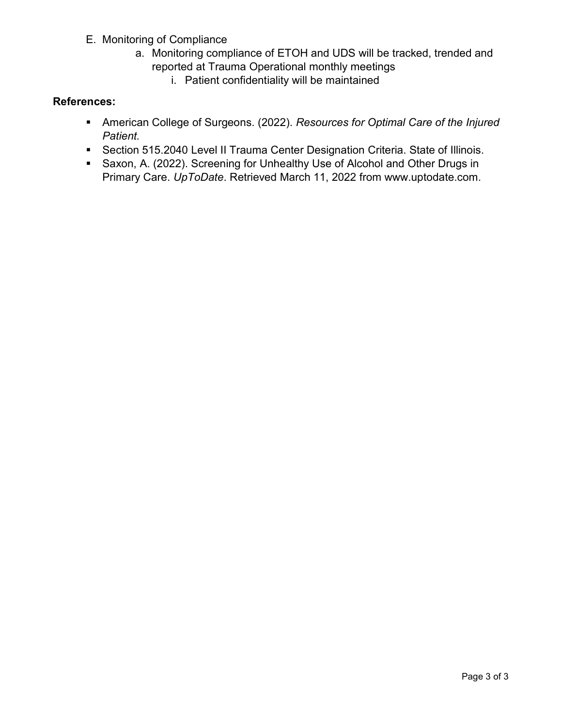E. Monitoring of Compliance
   a. Monitoring compliance of ETOH and UDS will be tracked, trended and reported at Trauma Operational monthly meetings
      i. Patient confidentiality will be maintained

**References:**

- American College of Surgeons. (2022). *Resources for Optimal Care of the Injured Patient.*
- Section 515.2040 Level II Trauma Center Designation Criteria. State of Illinois.
- Saxon, A. (2022). Screening for Unhealthy Use of Alcohol and Other Drugs in Primary Care. *UpToDate*. Retrieved March 11, 2022 from www.uptodate.com.